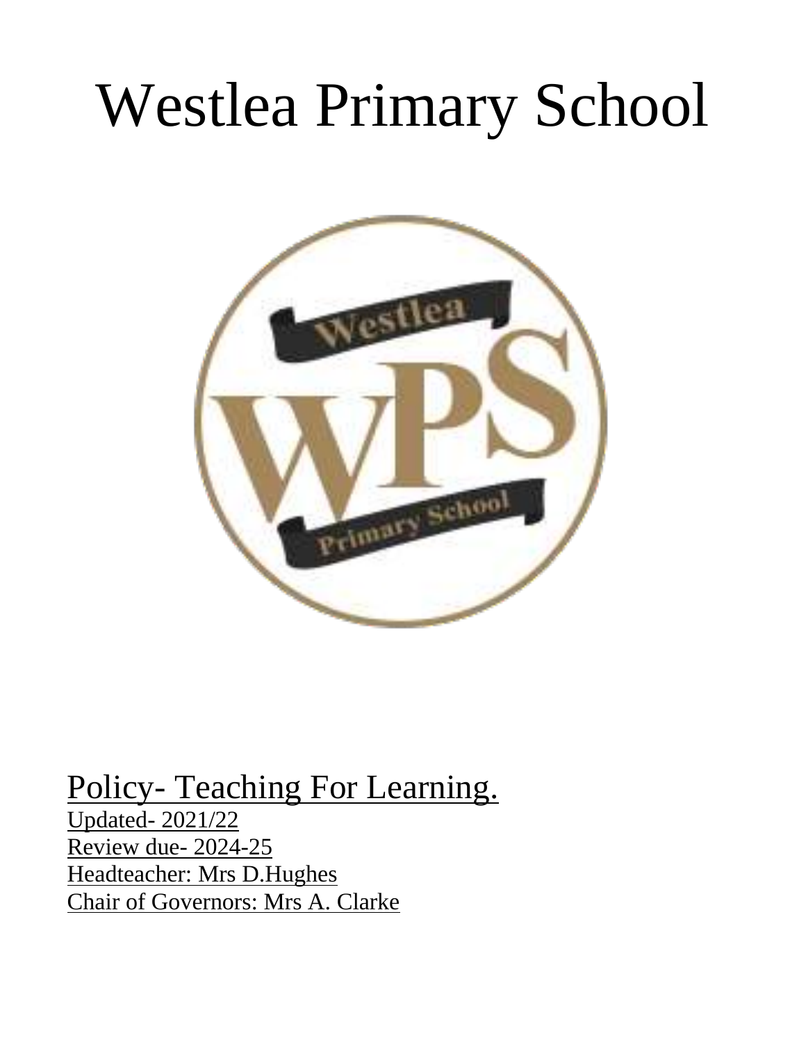# Westlea Primary School

Policy- Teaching For Learning.

Updated- 2021/22

Review due- 2024-25

Headteacher: Mrs D.Hughes

Chair of Governors: Mrs A. Clarke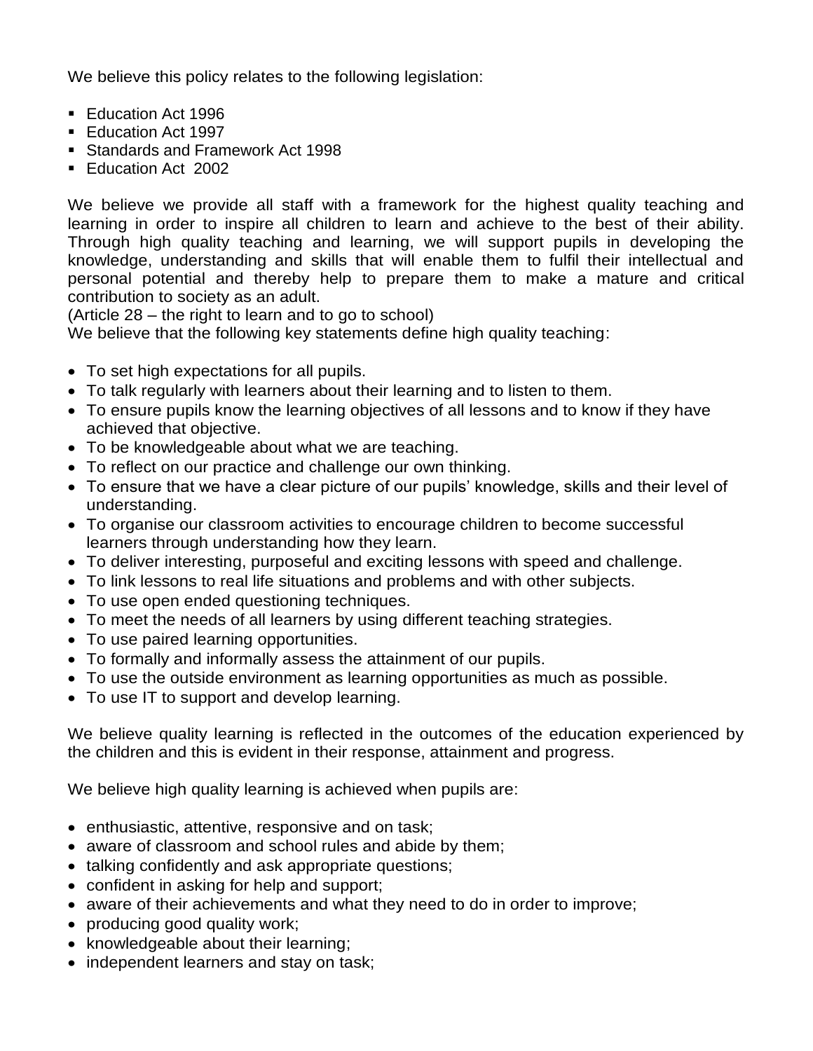We believe this policy relates to the following legislation:

- Education Act 1996
- Education Act 1997
- Standards and Framework Act 1998
- Education Act 2002

We believe we provide all staff with a framework for the highest quality teaching and learning in order to inspire all children to learn and achieve to the best of their ability. Through high quality teaching and learning, we will support pupils in developing the knowledge, understanding and skills that will enable them to fulfil their intellectual and personal potential and thereby help to prepare them to make a mature and critical contribution to society as an adult.
(Article 28 – the right to learn and to go to school)
We believe that the following key statements define high quality teaching:

- To set high expectations for all pupils.
- To talk regularly with learners about their learning and to listen to them.
- To ensure pupils know the learning objectives of all lessons and to know if they have achieved that objective.
- To be knowledgeable about what we are teaching.
- To reflect on our practice and challenge our own thinking.
- To ensure that we have a clear picture of our pupils' knowledge, skills and their level of understanding.
- To organise our classroom activities to encourage children to become successful learners through understanding how they learn.
- To deliver interesting, purposeful and exciting lessons with speed and challenge.
- To link lessons to real life situations and problems and with other subjects.
- To use open ended questioning techniques.
- To meet the needs of all learners by using different teaching strategies.
- To use paired learning opportunities.
- To formally and informally assess the attainment of our pupils.
- To use the outside environment as learning opportunities as much as possible.
- To use IT to support and develop learning.

We believe quality learning is reflected in the outcomes of the education experienced by the children and this is evident in their response, attainment and progress.

We believe high quality learning is achieved when pupils are:

- enthusiastic, attentive, responsive and on task;
- aware of classroom and school rules and abide by them;
- talking confidently and ask appropriate questions;
- confident in asking for help and support;
- aware of their achievements and what they need to do in order to improve;
- producing good quality work;
- knowledgeable about their learning;
- independent learners and stay on task;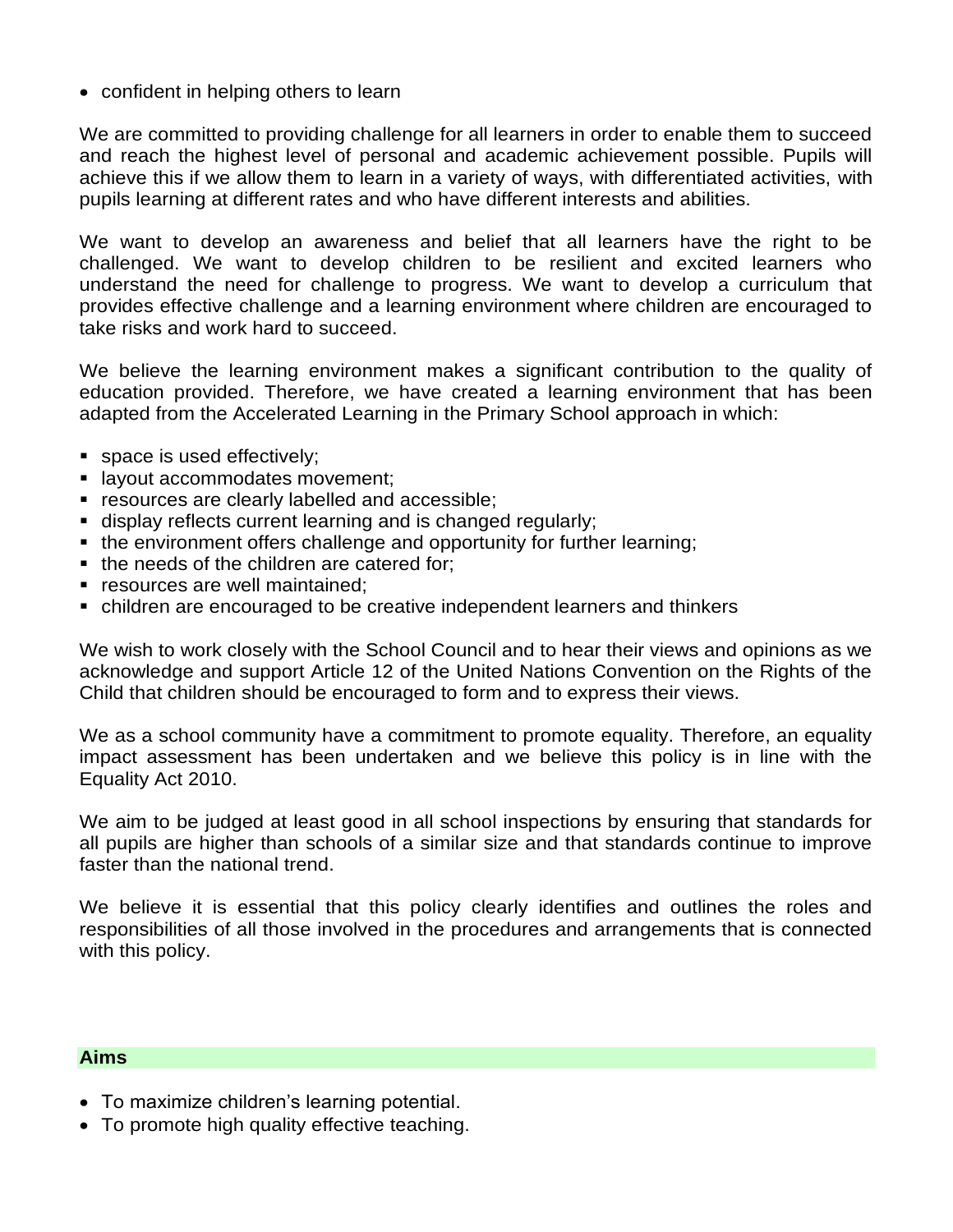- confident in helping others to learn

We are committed to providing challenge for all learners in order to enable them to succeed and reach the highest level of personal and academic achievement possible. Pupils will achieve this if we allow them to learn in a variety of ways, with differentiated activities, with pupils learning at different rates and who have different interests and abilities.

We want to develop an awareness and belief that all learners have the right to be challenged. We want to develop children to be resilient and excited learners who understand the need for challenge to progress. We want to develop a curriculum that provides effective challenge and a learning environment where children are encouraged to take risks and work hard to succeed.

We believe the learning environment makes a significant contribution to the quality of education provided. Therefore, we have created a learning environment that has been adapted from the Accelerated Learning in the Primary School approach in which:

- space is used effectively;
- layout accommodates movement;
- resources are clearly labelled and accessible;
- display reflects current learning and is changed regularly;
- the environment offers challenge and opportunity for further learning;
- the needs of the children are catered for;
- resources are well maintained;
- children are encouraged to be creative independent learners and thinkers

We wish to work closely with the School Council and to hear their views and opinions as we acknowledge and support Article 12 of the United Nations Convention on the Rights of the Child that children should be encouraged to form and to express their views.

We as a school community have a commitment to promote equality. Therefore, an equality impact assessment has been undertaken and we believe this policy is in line with the Equality Act 2010.

We aim to be judged at least good in all school inspections by ensuring that standards for all pupils are higher than schools of a similar size and that standards continue to improve faster than the national trend.

We believe it is essential that this policy clearly identifies and outlines the roles and responsibilities of all those involved in the procedures and arrangements that is connected with this policy.

## Aims

- To maximize children's learning potential.
- To promote high quality effective teaching.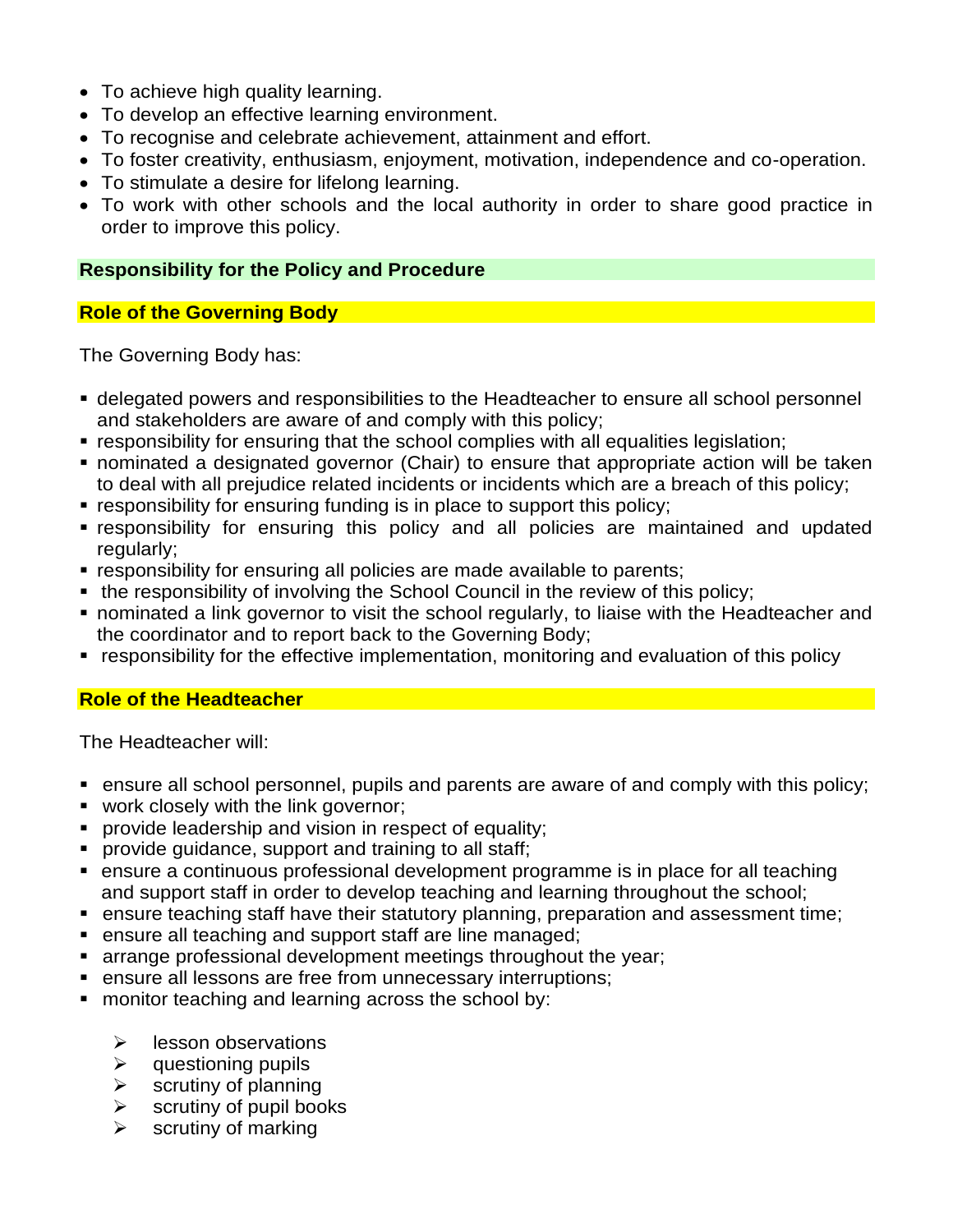- To achieve high quality learning.
- To develop an effective learning environment.
- To recognise and celebrate achievement, attainment and effort.
- To foster creativity, enthusiasm, enjoyment, motivation, independence and co-operation.
- To stimulate a desire for lifelong learning.
- To work with other schools and the local authority in order to share good practice in order to improve this policy.

## Responsibility for the Policy and Procedure

### Role of the Governing Body

The Governing Body has:

- delegated powers and responsibilities to the Headteacher to ensure all school personnel and stakeholders are aware of and comply with this policy;
- responsibility for ensuring that the school complies with all equalities legislation;
- nominated a designated governor (Chair) to ensure that appropriate action will be taken to deal with all prejudice related incidents or incidents which are a breach of this policy;
- responsibility for ensuring funding is in place to support this policy;
- responsibility for ensuring this policy and all policies are maintained and updated regularly;
- responsibility for ensuring all policies are made available to parents;
- the responsibility of involving the School Council in the review of this policy;
- nominated a link governor to visit the school regularly, to liaise with the Headteacher and the coordinator and to report back to the Governing Body;
- responsibility for the effective implementation, monitoring and evaluation of this policy

### Role of the Headteacher

The Headteacher will:

- ensure all school personnel, pupils and parents are aware of and comply with this policy;
- work closely with the link governor;
- provide leadership and vision in respect of equality;
- provide guidance, support and training to all staff;
- ensure a continuous professional development programme is in place for all teaching and support staff in order to develop teaching and learning throughout the school;
- ensure teaching staff have their statutory planning, preparation and assessment time;
- ensure all teaching and support staff are line managed;
- arrange professional development meetings throughout the year;
- ensure all lessons are free from unnecessary interruptions;
- monitor teaching and learning across the school by:
    - lesson observations
    - questioning pupils
    - scrutiny of planning
    - scrutiny of pupil books
    - scrutiny of marking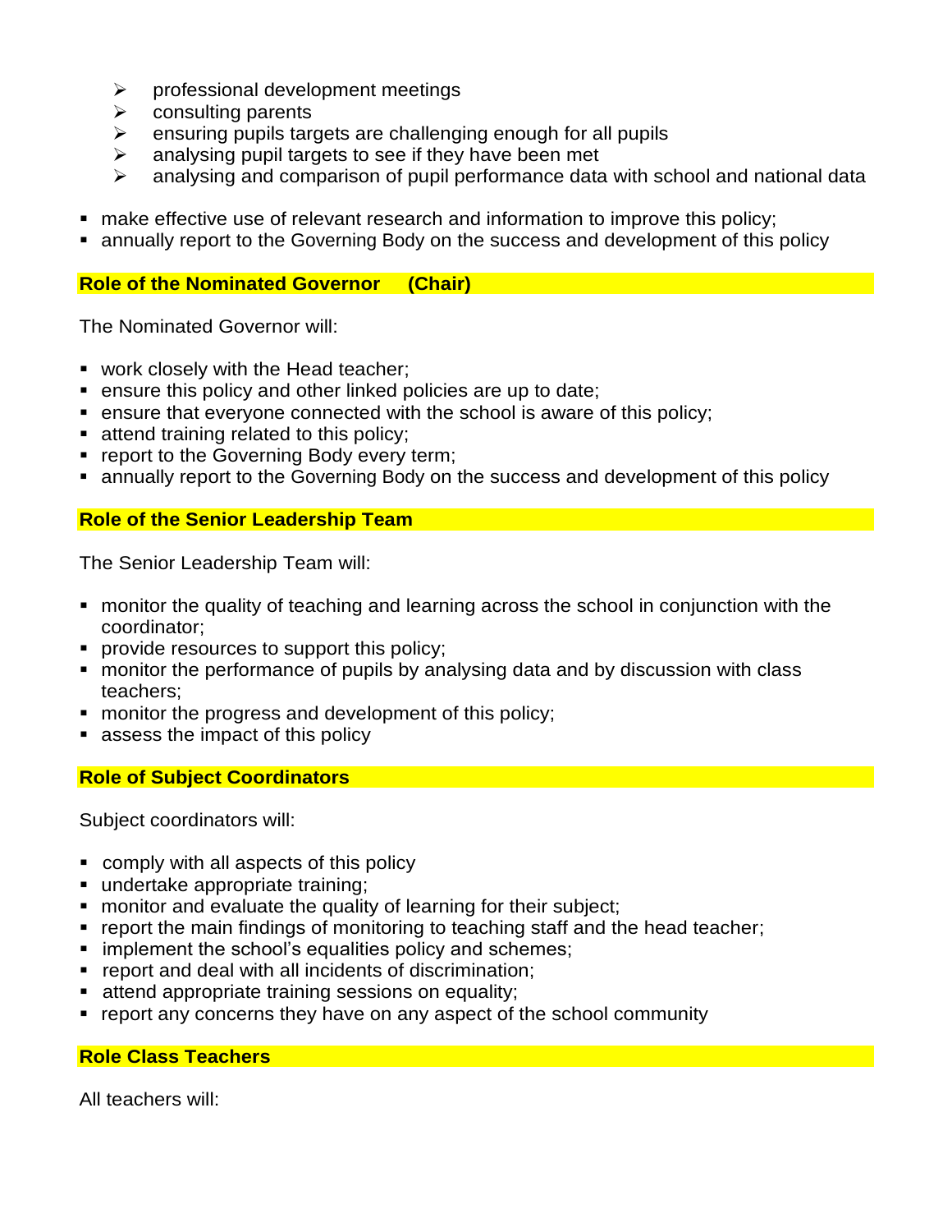- professional development meetings
  - consulting parents
  - ensuring pupils targets are challenging enough for all pupils
  - analysing pupil targets to see if they have been met
  - analysing and comparison of pupil performance data with school and national data

- make effective use of relevant research and information to improve this policy;
- annually report to the Governing Body on the success and development of this policy

**Role of the Nominated Governor (Chair)**

The Nominated Governor will:

- work closely with the Head teacher;
- ensure this policy and other linked policies are up to date;
- ensure that everyone connected with the school is aware of this policy;
- attend training related to this policy;
- report to the Governing Body every term;
- annually report to the Governing Body on the success and development of this policy

**Role of the Senior Leadership Team**

The Senior Leadership Team will:

- monitor the quality of teaching and learning across the school in conjunction with the coordinator;
- provide resources to support this policy;
- monitor the performance of pupils by analysing data and by discussion with class teachers;
- monitor the progress and development of this policy;
- assess the impact of this policy

**Role of Subject Coordinators**

Subject coordinators will:

- comply with all aspects of this policy
- undertake appropriate training;
- monitor and evaluate the quality of learning for their subject;
- report the main findings of monitoring to teaching staff and the head teacher;
- implement the school's equalities policy and schemes;
- report and deal with all incidents of discrimination;
- attend appropriate training sessions on equality;
- report any concerns they have on any aspect of the school community

**Role Class Teachers**

All teachers will: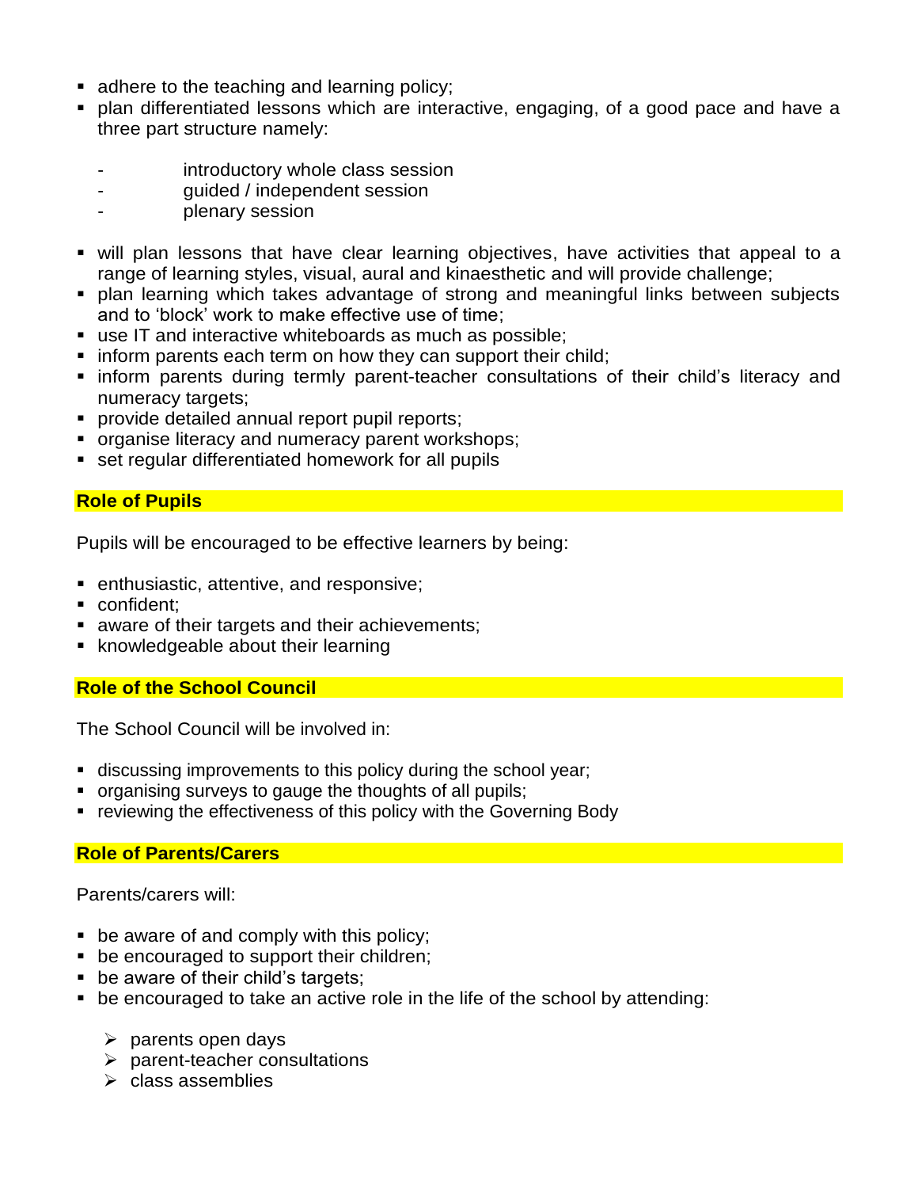- adhere to the teaching and learning policy;
- plan differentiated lessons which are interactive, engaging, of a good pace and have a three part structure namely:

  - introductory whole class session
  - guided / independent session
  - plenary session

- will plan lessons that have clear learning objectives, have activities that appeal to a range of learning styles, visual, aural and kinaesthetic and will provide challenge;
- plan learning which takes advantage of strong and meaningful links between subjects and to 'block' work to make effective use of time;
- use IT and interactive whiteboards as much as possible;
- inform parents each term on how they can support their child;
- inform parents during termly parent-teacher consultations of their child's literacy and numeracy targets;
- provide detailed annual report pupil reports;
- organise literacy and numeracy parent workshops;
- set regular differentiated homework for all pupils

## Role of Pupils

Pupils will be encouraged to be effective learners by being:

- enthusiastic, attentive, and responsive;
- confident;
- aware of their targets and their achievements;
- knowledgeable about their learning

## Role of the School Council

The School Council will be involved in:

- discussing improvements to this policy during the school year;
- organising surveys to gauge the thoughts of all pupils;
- reviewing the effectiveness of this policy with the Governing Body

## Role of Parents/Carers

Parents/carers will:

- be aware of and comply with this policy;
- be encouraged to support their children;
- be aware of their child's targets;
- be encouraged to take an active role in the life of the school by attending:
  - parents open days
  - parent-teacher consultations
  - class assemblies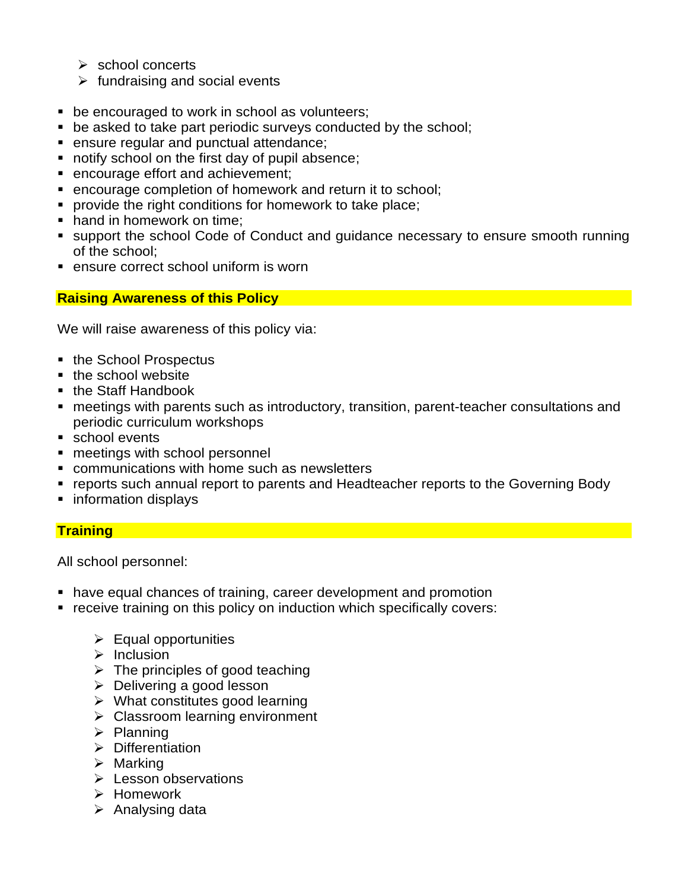- school concerts
  - fundraising and social events

- be encouraged to work in school as volunteers;
- be asked to take part periodic surveys conducted by the school;
- ensure regular and punctual attendance;
- notify school on the first day of pupil absence;
- encourage effort and achievement;
- encourage completion of homework and return it to school;
- provide the right conditions for homework to take place;
- hand in homework on time;
- support the school Code of Conduct and guidance necessary to ensure smooth running of the school;
- ensure correct school uniform is worn

## Raising Awareness of this Policy

We will raise awareness of this policy via:

- the School Prospectus
- the school website
- the Staff Handbook
- meetings with parents such as introductory, transition, parent-teacher consultations and periodic curriculum workshops
- school events
- meetings with school personnel
- communications with home such as newsletters
- reports such annual report to parents and Headteacher reports to the Governing Body
- information displays

## Training

All school personnel:

- have equal chances of training, career development and promotion
- receive training on this policy on induction which specifically covers:

  - Equal opportunities
  - Inclusion
  - The principles of good teaching
  - Delivering a good lesson
  - What constitutes good learning
  - Classroom learning environment
  - Planning
  - Differentiation
  - Marking
  - Lesson observations
  - Homework
  - Analysing data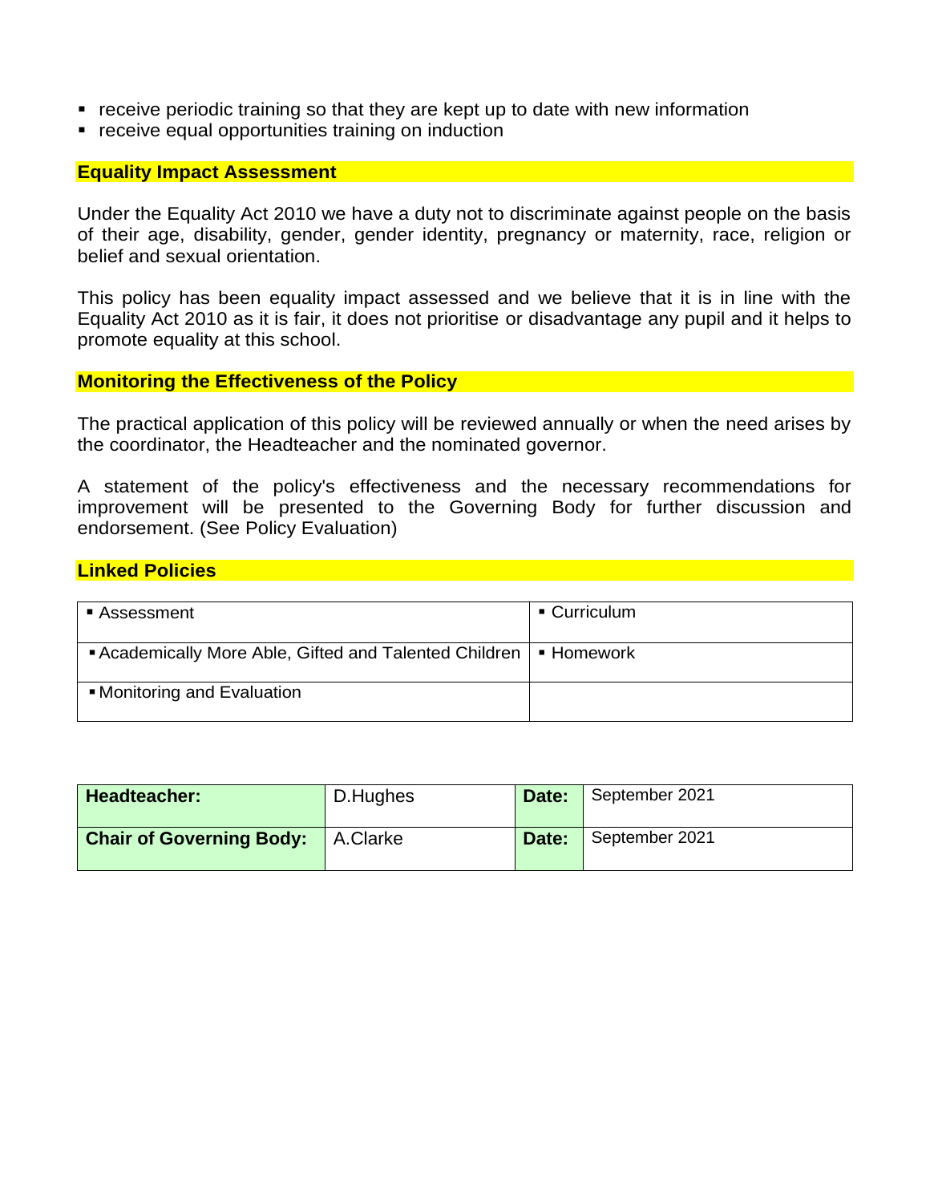- receive periodic training so that they are kept up to date with new information
- receive equal opportunities training on induction

## Equality Impact Assessment

Under the Equality Act 2010 we have a duty not to discriminate against people on the basis of their age, disability, gender, gender identity, pregnancy or maternity, race, religion or belief and sexual orientation.

This policy has been equality impact assessed and we believe that it is in line with the Equality Act 2010 as it is fair, it does not prioritise or disadvantage any pupil and it helps to promote equality at this school.

## Monitoring the Effectiveness of the Policy

The practical application of this policy will be reviewed annually or when the need arises by the coordinator, the Headteacher and the nominated governor.

A statement of the policy's effectiveness and the necessary recommendations for improvement will be presented to the Governing Body for further discussion and endorsement. (See Policy Evaluation)

## Linked Policies

| | |
|---|---|
| ▪ Assessment | ▪ Curriculum |
| ▪ Academically More Able, Gifted and Talented Children | ▪ Homework |
| ▪ Monitoring and Evaluation | |

| | | | |
|---|---|---|---|
| **Headteacher:** | D.Hughes | **Date:** | September 2021 |
| **Chair of Governing Body:** | A.Clarke | **Date:** | September 2021 |